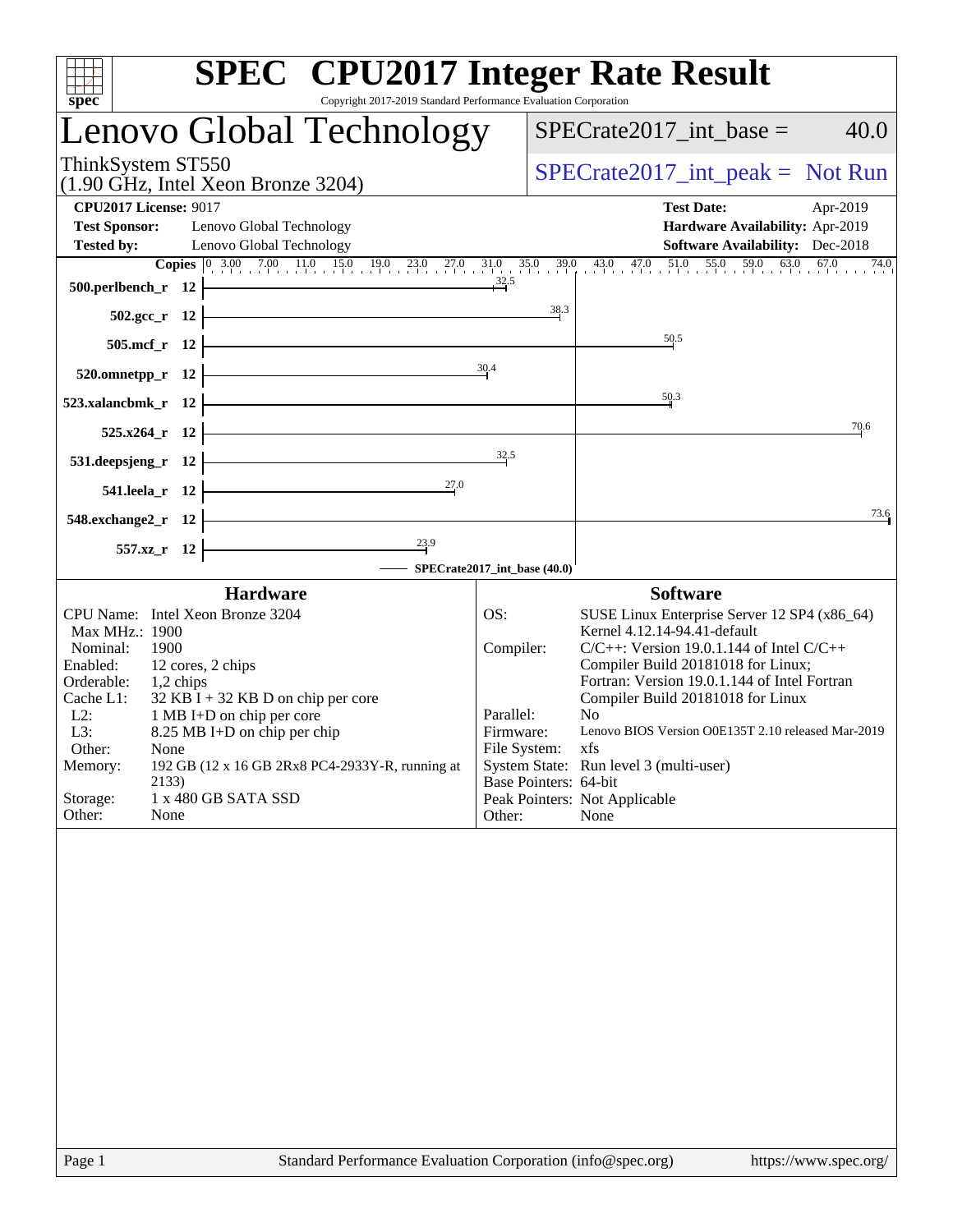# SPEC CPU2017 Integer Rate Result

Copyright 2017-2019 Standard Performance Evaluation Corporation

## Lenovo Global Technology

ThinkSystem ST550
(1.90 GHz, Intel Xeon Bronze 3204)

SPECrate2017_int_base = 40.0

SPECrate2017_int_peak = Not Run

**CPU2017 License:** 9017
**Test Sponsor:** Lenovo Global Technology
**Tested by:** Lenovo Global Technology

**Test Date:** Apr-2019
**Hardware Availability:** Apr-2019
**Software Availability:** Dec-2018

| Benchmark | Copies | SPECrate2017_int_base |
|---|---|---|
| 500.perlbench_r | 12 | 32.5 |
| 502.gcc_r | 12 | 38.3 |
| 505.mcf_r | 12 | 50.5 |
| 520.omnetpp_r | 12 | 30.4 |
| 523.xalancbmk_r | 12 | 50.3 |
| 525.x264_r | 12 | 70.6 |
| 531.deepsjeng_r | 12 | 32.5 |
| 541.leela_r | 12 | 27.0 |
| 548.exchange2_r | 12 | 73.6 |
| 557.xz_r | 12 | 23.9 |

SPECrate2017_int_base (40.0)

### Hardware

| | |
|---|---|
| CPU Name: | Intel Xeon Bronze 3204 |
| Max MHz.: | 1900 |
| Nominal: | 1900 |
| Enabled: | 12 cores, 2 chips |
| Orderable: | 1,2 chips |
| Cache L1: | 32 KB I + 32 KB D on chip per core |
| L2: | 1 MB I+D on chip per core |
| L3: | 8.25 MB I+D on chip per chip |
| Other: | None |
| Memory: | 192 GB (12 x 16 GB 2Rx8 PC4-2933Y-R, running at 2133) |
| Storage: | 1 x 480 GB SATA SSD |
| Other: | None |

### Software

| | |
|---|---|
| OS: | SUSE Linux Enterprise Server 12 SP4 (x86_64) Kernel 4.12.14-94.41-default |
| Compiler: | C/C++: Version 19.0.1.144 of Intel C/C++ Compiler Build 20181018 for Linux; Fortran: Version 19.0.1.144 of Intel Fortran Compiler Build 20181018 for Linux |
| Parallel: | No |
| Firmware: | Lenovo BIOS Version O0E135T 2.10 released Mar-2019 |
| File System: | xfs |
| System State: | Run level 3 (multi-user) |
| Base Pointers: | 64-bit |
| Peak Pointers: | Not Applicable |
| Other: | None |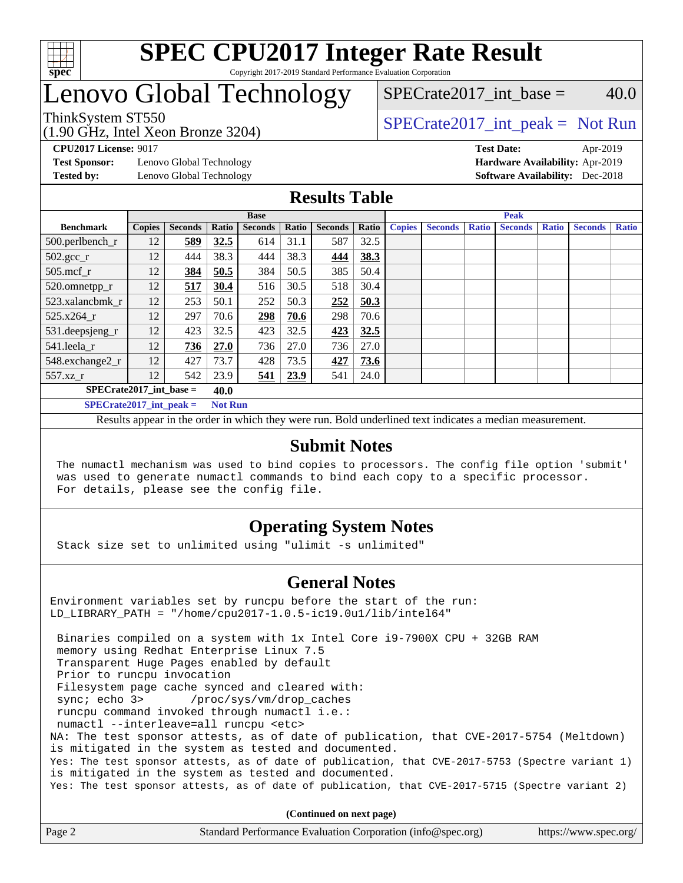# SPEC CPU2017 Integer Rate Result

Copyright 2017-2019 Standard Performance Evaluation Corporation

# Lenovo Global Technology

ThinkSystem ST550
(1.90 GHz, Intel Xeon Bronze 3204)

SPECrate2017_int_base = 40.0

SPECrate2017_int_peak = Not Run

**CPU2017 License:** 9017
**Test Sponsor:** Lenovo Global Technology
**Tested by:** Lenovo Global Technology

**Test Date:** Apr-2019
**Hardware Availability:** Apr-2019
**Software Availability:** Dec-2018

## Results Table

| Benchmark | Base | | | | | | | Peak | | | | | | |
|---|---|---|---|---|---|---|---|---|---|---|---|---|---|---|
| | Copies | Seconds | Ratio | Seconds | Ratio | Seconds | Ratio | Copies | Seconds | Ratio | Seconds | Ratio | Seconds | Ratio |
| 500.perlbench_r | 12 | **589** | **32.5** | 614 | 31.1 | 587 | 32.5 | | | | | | | |
| 502.gcc_r | 12 | 444 | 38.3 | 444 | 38.3 | **444** | **38.3** | | | | | | | |
| 505.mcf_r | 12 | **384** | **50.5** | 384 | 50.5 | 385 | 50.4 | | | | | | | |
| 520.omnetpp_r | 12 | **517** | **30.4** | 516 | 30.5 | 518 | 30.4 | | | | | | | |
| 523.xalancbmk_r | 12 | 253 | 50.1 | 252 | 50.3 | **252** | **50.3** | | | | | | | |
| 525.x264_r | 12 | 297 | 70.6 | **298** | **70.6** | 298 | 70.6 | | | | | | | |
| 531.deepsjeng_r | 12 | 423 | 32.5 | 423 | 32.5 | **423** | **32.5** | | | | | | | |
| 541.leela_r | 12 | **736** | **27.0** | 736 | 27.0 | 736 | 27.0 | | | | | | | |
| 548.exchange2_r | 12 | 427 | 73.7 | 428 | 73.5 | **427** | **73.6** | | | | | | | |
| 557.xz_r | 12 | 542 | 23.9 | **541** | **23.9** | 541 | 24.0 | | | | | | | |

**SPECrate2017_int_base = 40.0**

**SPECrate2017_int_peak = Not Run**

Results appear in the order in which they were run. Bold underlined text indicates a median measurement.

## Submit Notes

```
The numactl mechanism was used to bind copies to processors. The config file option 'submit'
was used to generate numactl commands to bind each copy to a specific processor.
For details, please see the config file.
```

## Operating System Notes

```
Stack size set to unlimited using "ulimit -s unlimited"
```

## General Notes

```
Environment variables set by runcpu before the start of the run:
LD_LIBRARY_PATH = "/home/cpu2017-1.0.5-ic19.0u1/lib/intel64"

 Binaries compiled on a system with 1x Intel Core i9-7900X CPU + 32GB RAM
 memory using Redhat Enterprise Linux 7.5
 Transparent Huge Pages enabled by default
 Prior to runcpu invocation
 Filesystem page cache synced and cleared with:
 sync; echo 3>       /proc/sys/vm/drop_caches
 runcpu command invoked through numactl i.e.:
 numactl --interleave=all runcpu <etc>
NA: The test sponsor attests, as of date of publication, that CVE-2017-5754 (Meltdown)
is mitigated in the system as tested and documented.
Yes: The test sponsor attests, as of date of publication, that CVE-2017-5753 (Spectre variant 1)
is mitigated in the system as tested and documented.
Yes: The test sponsor attests, as of date of publication, that CVE-2017-5715 (Spectre variant 2)
```

**(Continued on next page)**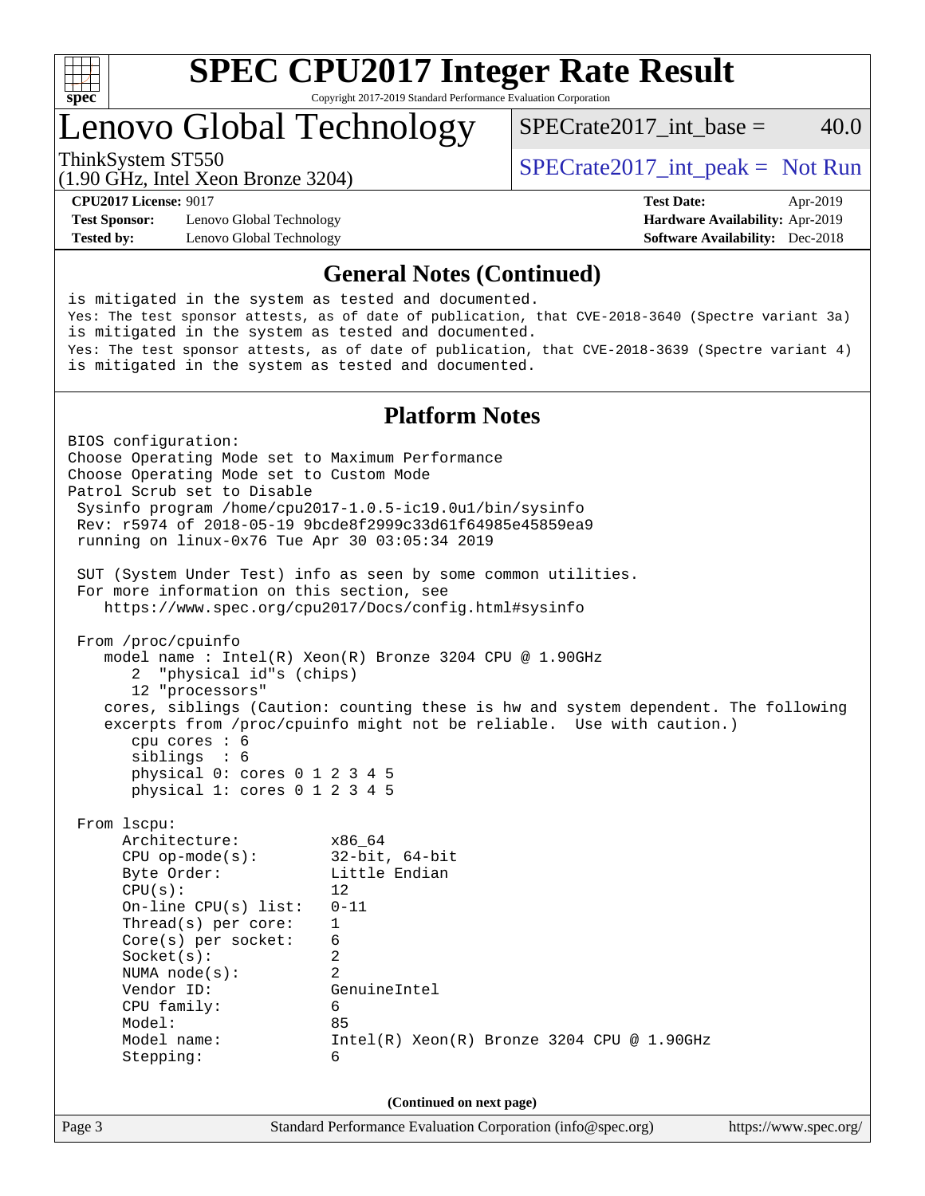# SPEC CPU2017 Integer Rate Result

Copyright 2017-2019 Standard Performance Evaluation Corporation

## Lenovo Global Technology

ThinkSystem ST550
(1.90 GHz, Intel Xeon Bronze 3204)

SPECrate2017_int_base = 40.0

SPECrate2017_int_peak = Not Run

**CPU2017 License:** 9017
**Test Sponsor:** Lenovo Global Technology
**Tested by:** Lenovo Global Technology

**Test Date:** Apr-2019
**Hardware Availability:** Apr-2019
**Software Availability:** Dec-2018

### General Notes (Continued)

```
is mitigated in the system as tested and documented.
Yes: The test sponsor attests, as of date of publication, that CVE-2018-3640 (Spectre variant 3a)
is mitigated in the system as tested and documented.
Yes: The test sponsor attests, as of date of publication, that CVE-2018-3639 (Spectre variant 4)
is mitigated in the system as tested and documented.
```

### Platform Notes

```
BIOS configuration:
Choose Operating Mode set to Maximum Performance
Choose Operating Mode set to Custom Mode
Patrol Scrub set to Disable
 Sysinfo program /home/cpu2017-1.0.5-ic19.0u1/bin/sysinfo
 Rev: r5974 of 2018-05-19 9bcde8f2999c33d61f64985e45859ea9
 running on linux-0x76 Tue Apr 30 03:05:34 2019

 SUT (System Under Test) info as seen by some common utilities.
 For more information on this section, see
    https://www.spec.org/cpu2017/Docs/config.html#sysinfo

 From /proc/cpuinfo
    model name : Intel(R) Xeon(R) Bronze 3204 CPU @ 1.90GHz
       2  "physical id"s (chips)
       12 "processors"
    cores, siblings (Caution: counting these is hw and system dependent. The following
    excerpts from /proc/cpuinfo might not be reliable.  Use with caution.)
       cpu cores : 6
       siblings  : 6
       physical 0: cores 0 1 2 3 4 5
       physical 1: cores 0 1 2 3 4 5

 From lscpu:
      Architecture:          x86_64
      CPU op-mode(s):        32-bit, 64-bit
      Byte Order:            Little Endian
      CPU(s):                12
      On-line CPU(s) list:   0-11
      Thread(s) per core:    1
      Core(s) per socket:    6
      Socket(s):             2
      NUMA node(s):          2
      Vendor ID:             GenuineIntel
      CPU family:            6
      Model:                 85
      Model name:            Intel(R) Xeon(R) Bronze 3204 CPU @ 1.90GHz
      Stepping:              6
```

(Continued on next page)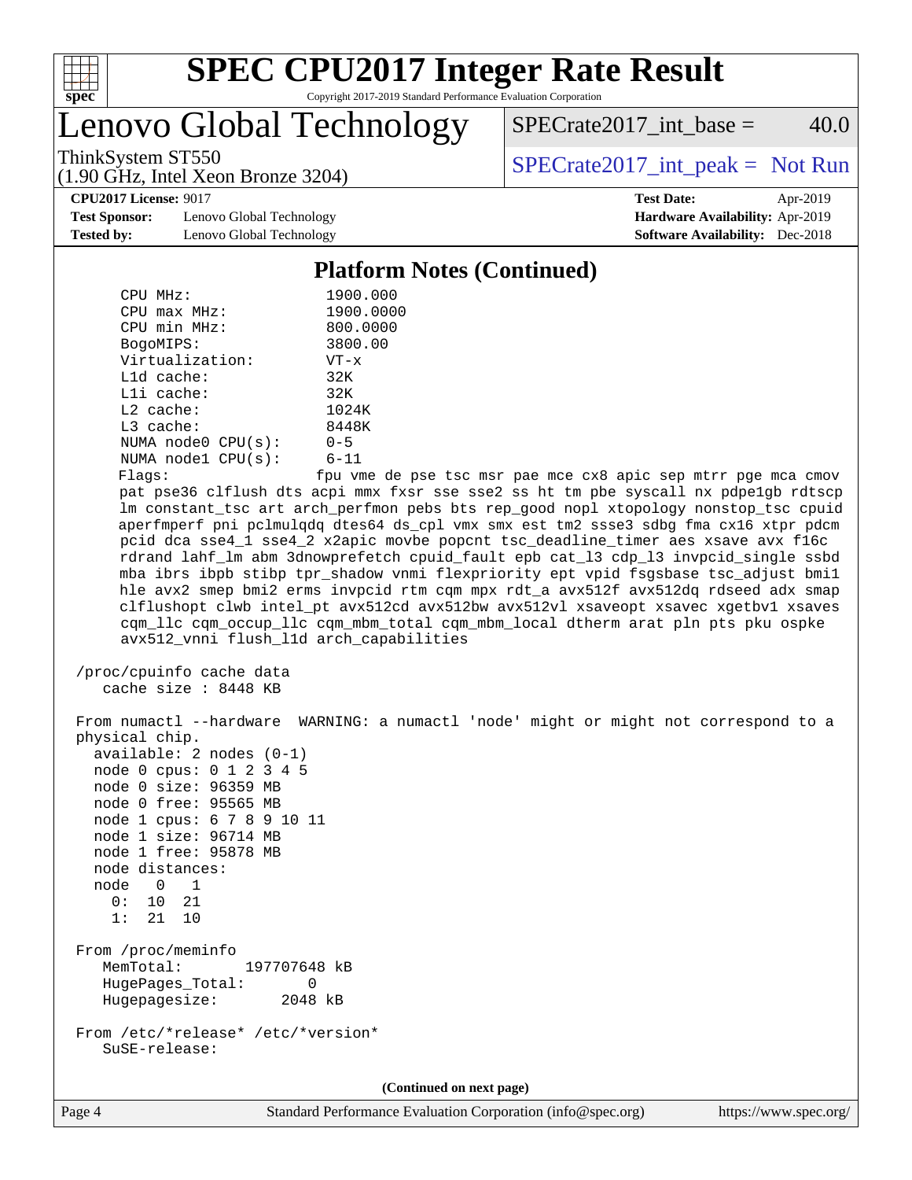## Platform Notes (Continued)

```
     CPU MHz:                  1900.000
     CPU max MHz:              1900.0000
     CPU min MHz:              800.0000
     BogoMIPS:                 3800.00
     Virtualization:           VT-x
     L1d cache:                32K
     L1i cache:                32K
     L2 cache:                 1024K
     L3 cache:                 8448K
     NUMA node0 CPU(s):        0-5
     NUMA node1 CPU(s):        6-11
     Flags:                    fpu vme de pse tsc msr pae mce cx8 apic sep mtrr pge mca cmov
     pat pse36 clflush dts acpi mmx fxsr sse sse2 ss ht tm pbe syscall nx pdpe1gb rdtscp
     lm constant_tsc art arch_perfmon pebs bts rep_good nopl xtopology nonstop_tsc cpuid
     aperfmperf pni pclmulqdq dtes64 ds_cpl vmx smx est tm2 ssse3 sdbg fma cx16 xtpr pdcm
     pcid dca sse4_1 sse4_2 x2apic movbe popcnt tsc_deadline_timer aes xsave avx f16c
     rdrand lahf_lm abm 3dnowprefetch cpuid_fault epb cat_l3 cdp_l3 invpcid_single ssbd
     mba ibrs ibpb stibp tpr_shadow vnmi flexpriority ept vpid fsgsbase tsc_adjust bmi1
     hle avx2 smep bmi2 erms invpcid rtm cqm mpx rdt_a avx512f avx512dq rdseed adx smap
     clflushopt clwb intel_pt avx512cd avx512bw avx512vl xsaveopt xsavec xgetbv1 xsaves
     cqm_llc cqm_occup_llc cqm_mbm_total cqm_mbm_local dtherm arat pln pts pku ospke
     avx512_vnni flush_l1d arch_capabilities

 /proc/cpuinfo cache data
    cache size : 8448 KB

 From numactl --hardware  WARNING: a numactl 'node' might or might not correspond to a
 physical chip.
   available: 2 nodes (0-1)
   node 0 cpus: 0 1 2 3 4 5
   node 0 size: 96359 MB
   node 0 free: 95565 MB
   node 1 cpus: 6 7 8 9 10 11
   node 1 size: 96714 MB
   node 1 free: 95878 MB
   node distances:
   node   0   1
     0:  10  21
     1:  21  10

 From /proc/meminfo
    MemTotal:       197707648 kB
    HugePages_Total:       0
    Hugepagesize:       2048 kB

 From /etc/*release* /etc/*version*
    SuSE-release:
```

(Continued on next page)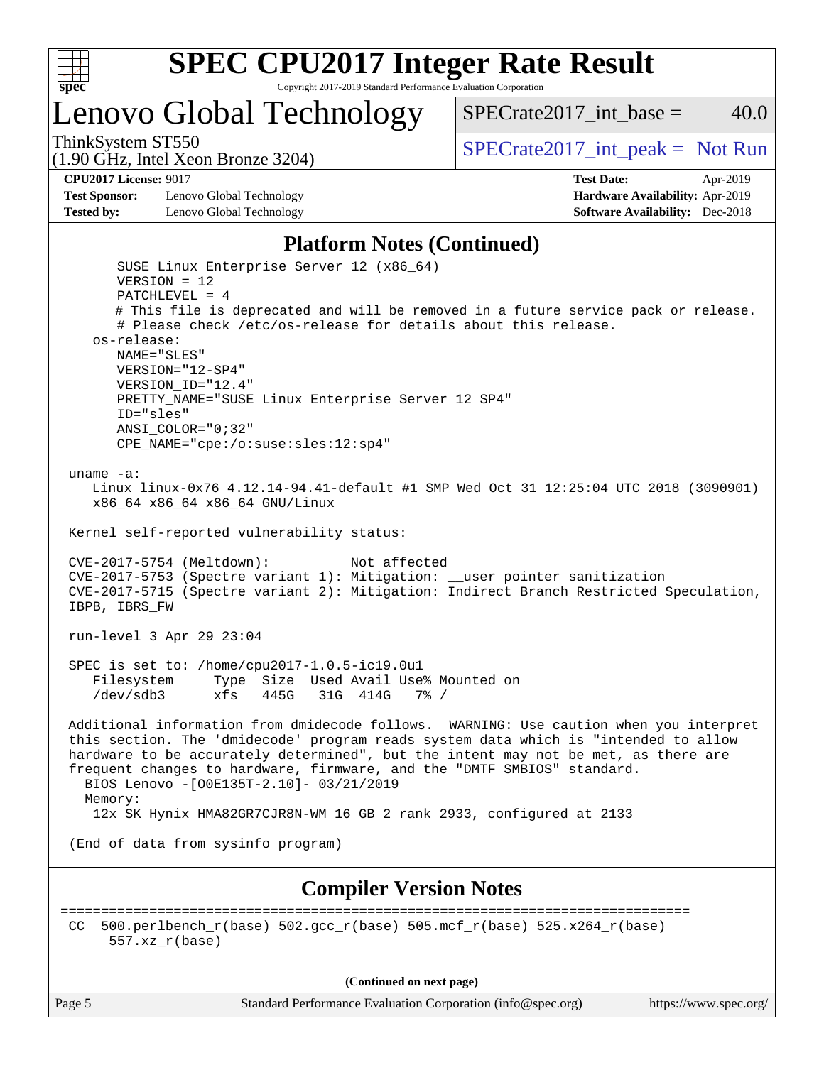## Platform Notes (Continued)

```
      SUSE Linux Enterprise Server 12 (x86_64)
      VERSION = 12
      PATCHLEVEL = 4
      # This file is deprecated and will be removed in a future service pack or release.
      # Please check /etc/os-release for details about this release.
   os-release:
      NAME="SLES"
      VERSION="12-SP4"
      VERSION_ID="12.4"
      PRETTY_NAME="SUSE Linux Enterprise Server 12 SP4"
      ID="sles"
      ANSI_COLOR="0;32"
      CPE_NAME="cpe:/o:suse:sles:12:sp4"

 uname -a:
    Linux linux-0x76 4.12.14-94.41-default #1 SMP Wed Oct 31 12:25:04 UTC 2018 (3090901)
    x86_64 x86_64 x86_64 GNU/Linux

 Kernel self-reported vulnerability status:

 CVE-2017-5754 (Meltdown):          Not affected
 CVE-2017-5753 (Spectre variant 1): Mitigation: __user pointer sanitization
 CVE-2017-5715 (Spectre variant 2): Mitigation: Indirect Branch Restricted Speculation,
 IBPB, IBRS_FW

 run-level 3 Apr 29 23:04

 SPEC is set to: /home/cpu2017-1.0.5-ic19.0u1
    Filesystem     Type  Size  Used Avail Use% Mounted on
    /dev/sdb3      xfs   445G   31G  414G   7% /

 Additional information from dmidecode follows.  WARNING: Use caution when you interpret
 this section. The 'dmidecode' program reads system data which is "intended to allow
 hardware to be accurately determined", but the intent may not be met, as there are
 frequent changes to hardware, firmware, and the "DMTF SMBIOS" standard.
   BIOS Lenovo -[O0E135T-2.10]- 03/21/2019
   Memory:
    12x SK Hynix HMA82GR7CJR8N-WM 16 GB 2 rank 2933, configured at 2133

 (End of data from sysinfo program)
```

## Compiler Version Notes

```
==============================================================================
 CC  500.perlbench_r(base) 502.gcc_r(base) 505.mcf_r(base) 525.x264_r(base)
      557.xz_r(base)
```

**(Continued on next page)**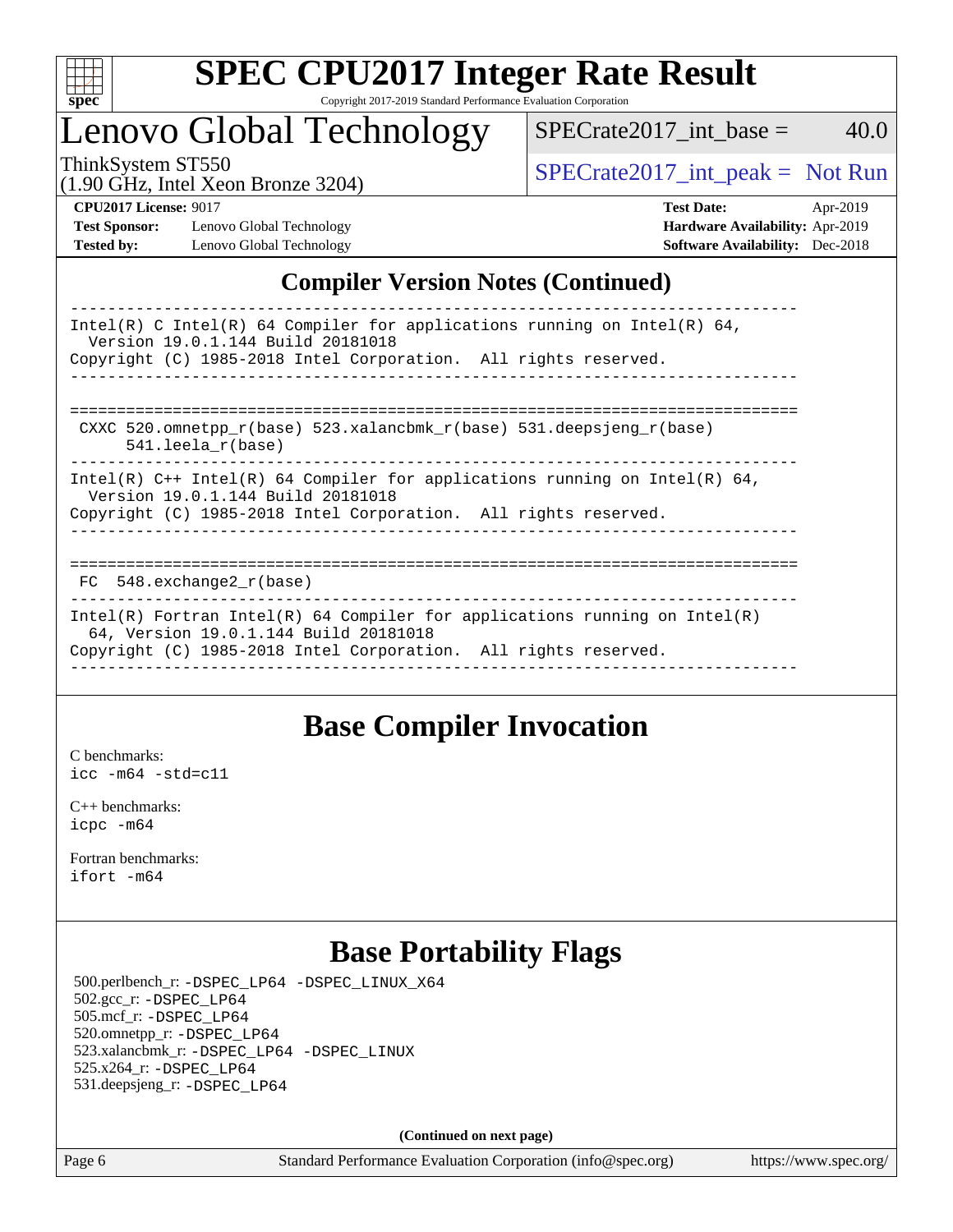# SPEC CPU2017 Integer Rate Result

Copyright 2017-2019 Standard Performance Evaluation Corporation

## Lenovo Global Technology

ThinkSystem ST550
(1.90 GHz, Intel Xeon Bronze 3204)

SPECrate2017_int_base = 40.0

SPECrate2017_int_peak = Not Run

**CPU2017 License:** 9017
**Test Sponsor:** Lenovo Global Technology
**Tested by:** Lenovo Global Technology

**Test Date:** Apr-2019
**Hardware Availability:** Apr-2019
**Software Availability:** Dec-2018

## Compiler Version Notes (Continued)

```
------------------------------------------------------------------------------
Intel(R) C Intel(R) 64 Compiler for applications running on Intel(R) 64,
  Version 19.0.1.144 Build 20181018
Copyright (C) 1985-2018 Intel Corporation.  All rights reserved.
------------------------------------------------------------------------------

==============================================================================
 CXXC 520.omnetpp_r(base) 523.xalancbmk_r(base) 531.deepsjeng_r(base)
      541.leela_r(base)
------------------------------------------------------------------------------
Intel(R) C++ Intel(R) 64 Compiler for applications running on Intel(R) 64,
  Version 19.0.1.144 Build 20181018
Copyright (C) 1985-2018 Intel Corporation.  All rights reserved.
------------------------------------------------------------------------------

==============================================================================
 FC  548.exchange2_r(base)
------------------------------------------------------------------------------
Intel(R) Fortran Intel(R) 64 Compiler for applications running on Intel(R)
  64, Version 19.0.1.144 Build 20181018
Copyright (C) 1985-2018 Intel Corporation.  All rights reserved.
------------------------------------------------------------------------------
```

## Base Compiler Invocation

C benchmarks:
`icc -m64 -std=c11`

C++ benchmarks:
`icpc -m64`

Fortran benchmarks:
`ifort -m64`

## Base Portability Flags

500.perlbench_r: `-DSPEC_LP64 -DSPEC_LINUX_X64`
502.gcc_r: `-DSPEC_LP64`
505.mcf_r: `-DSPEC_LP64`
520.omnetpp_r: `-DSPEC_LP64`
523.xalancbmk_r: `-DSPEC_LP64 -DSPEC_LINUX`
525.x264_r: `-DSPEC_LP64`
531.deepsjeng_r: `-DSPEC_LP64`

**(Continued on next page)**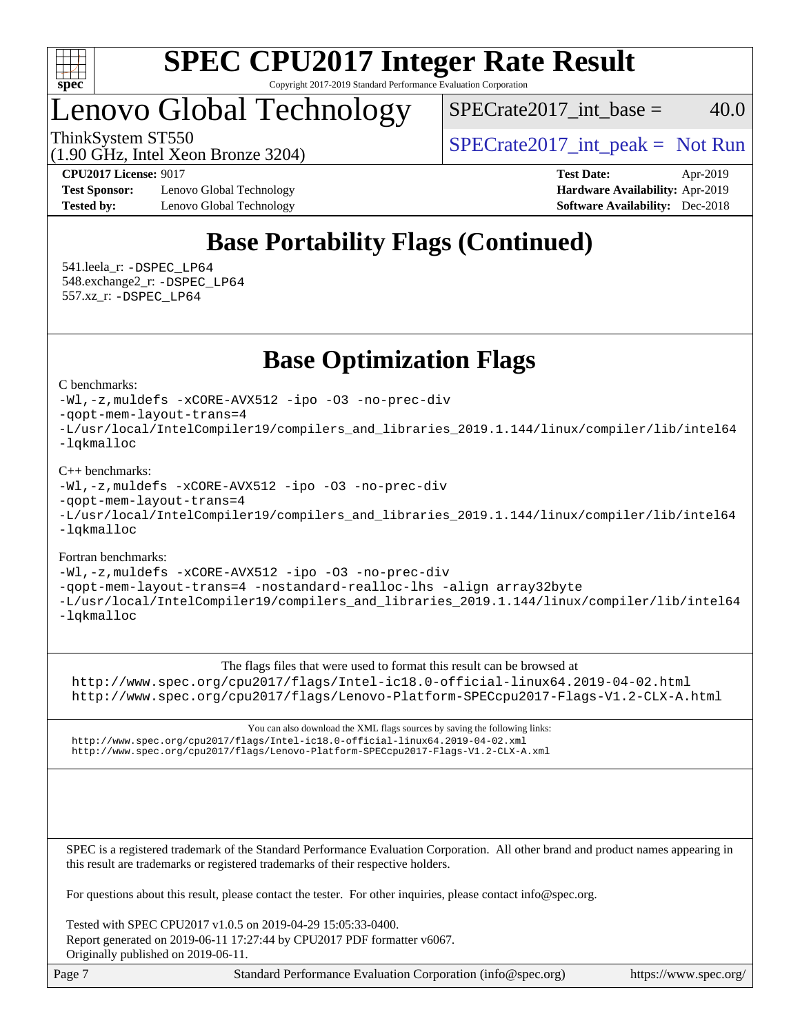## Base Portability Flags (Continued)

541.leela_r: -DSPEC_LP64
548.exchange2_r: -DSPEC_LP64
557.xz_r: -DSPEC_LP64

## Base Optimization Flags

C benchmarks:

```
-Wl,-z,muldefs -xCORE-AVX512 -ipo -O3 -no-prec-div
-qopt-mem-layout-trans=4
-L/usr/local/IntelCompiler19/compilers_and_libraries_2019.1.144/linux/compiler/lib/intel64
-lqkmalloc
```

C++ benchmarks:

```
-Wl,-z,muldefs -xCORE-AVX512 -ipo -O3 -no-prec-div
-qopt-mem-layout-trans=4
-L/usr/local/IntelCompiler19/compilers_and_libraries_2019.1.144/linux/compiler/lib/intel64
-lqkmalloc
```

Fortran benchmarks:

```
-Wl,-z,muldefs -xCORE-AVX512 -ipo -O3 -no-prec-div
-qopt-mem-layout-trans=4 -nostandard-realloc-lhs -align array32byte
-L/usr/local/IntelCompiler19/compilers_and_libraries_2019.1.144/linux/compiler/lib/intel64
-lqkmalloc
```

The flags files that were used to format this result can be browsed at
http://www.spec.org/cpu2017/flags/Intel-ic18.0-official-linux64.2019-04-02.html
http://www.spec.org/cpu2017/flags/Lenovo-Platform-SPECcpu2017-Flags-V1.2-CLX-A.html

You can also download the XML flags sources by saving the following links:
http://www.spec.org/cpu2017/flags/Intel-ic18.0-official-linux64.2019-04-02.xml
http://www.spec.org/cpu2017/flags/Lenovo-Platform-SPECcpu2017-Flags-V1.2-CLX-A.xml

SPEC is a registered trademark of the Standard Performance Evaluation Corporation. All other brand and product names appearing in this result are trademarks or registered trademarks of their respective holders.

For questions about this result, please contact the tester. For other inquiries, please contact info@spec.org.

Tested with SPEC CPU2017 v1.0.5 on 2019-04-29 15:05:33-0400.
Report generated on 2019-06-11 17:27:44 by CPU2017 PDF formatter v6067.
Originally published on 2019-06-11.